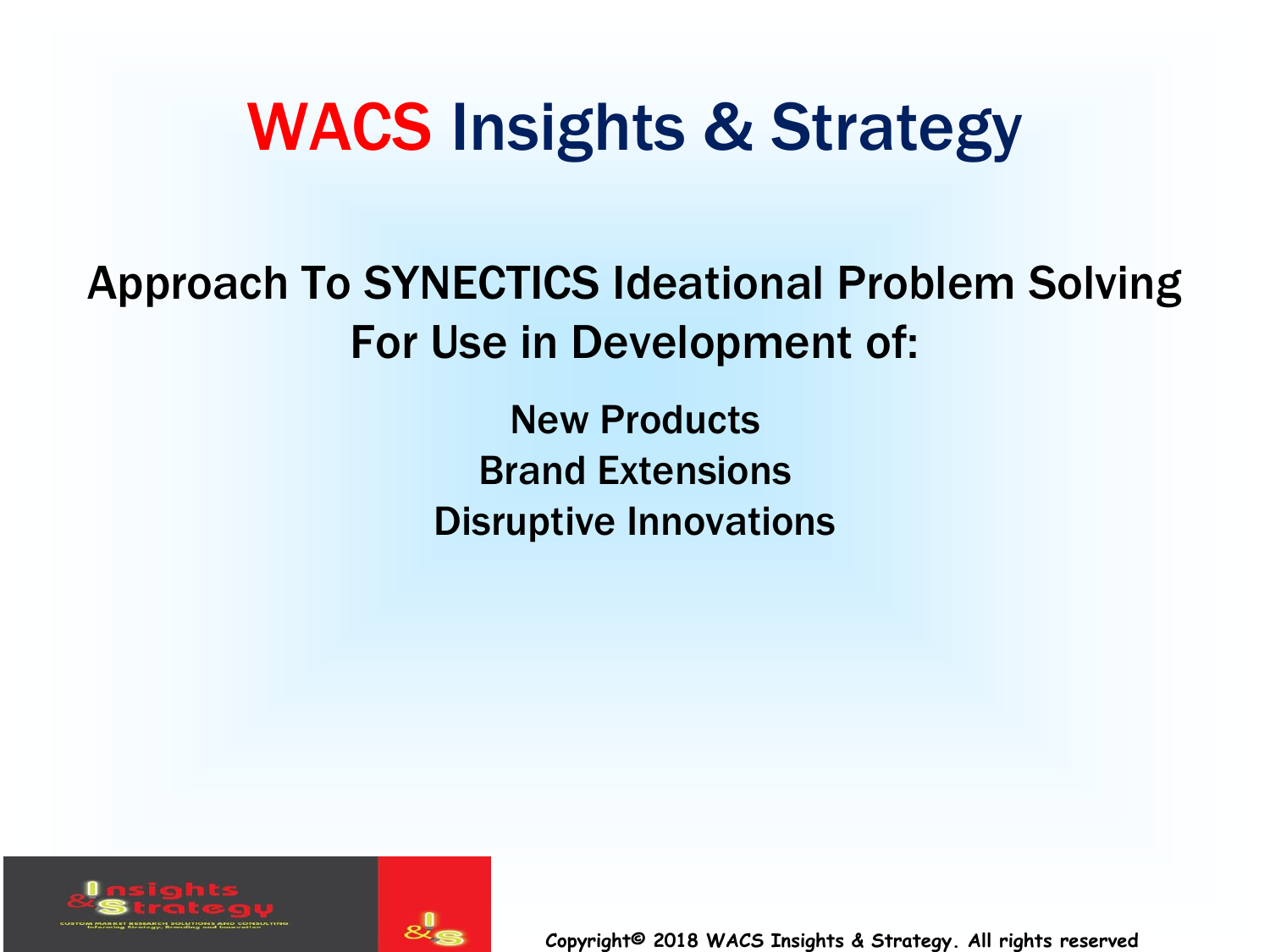# WACS Insights & Strategy

## Approach To SYNECTICS Ideational Problem Solving For Use in Development of:

New Products
Brand Extensions
Disruptive Innovations

Copyright© 2018 WACS Insights & Strategy. All rights reserved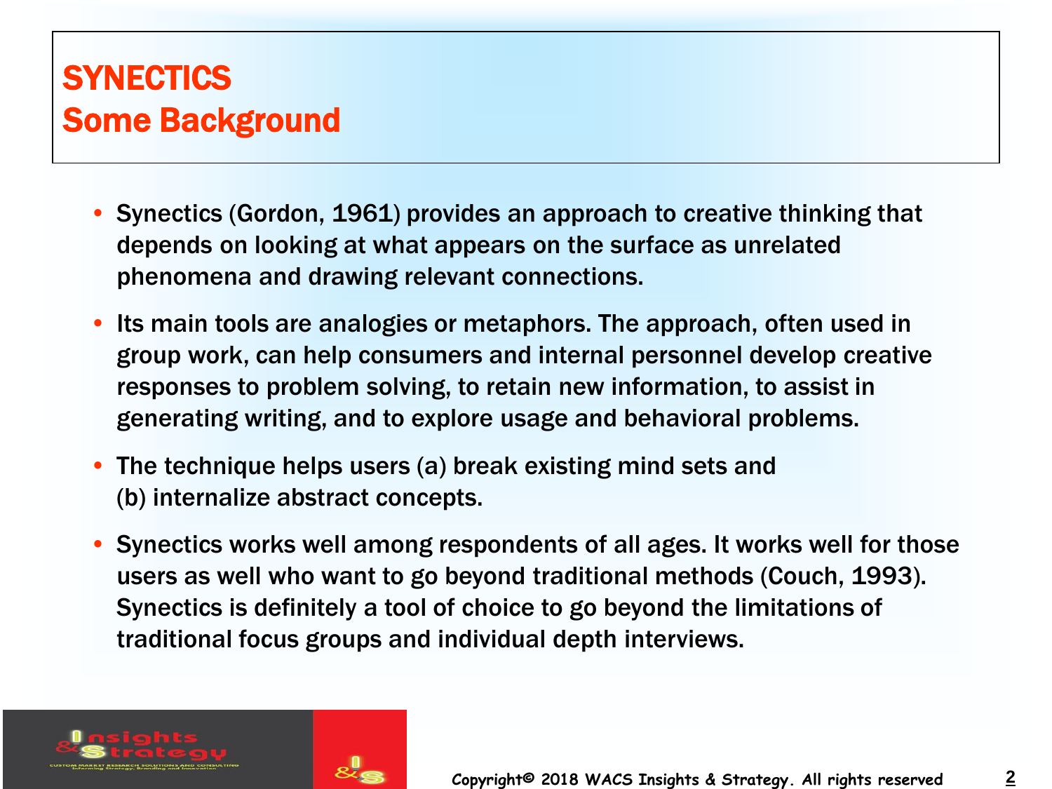# SYNECTICS
## Some Background

- Synectics (Gordon, 1961) provides an approach to creative thinking that depends on looking at what appears on the surface as unrelated phenomena and drawing relevant connections.
- Its main tools are analogies or metaphors. The approach, often used in group work, can help consumers and internal personnel develop creative responses to problem solving, to retain new information, to assist in generating writing, and to explore usage and behavioral problems.
- The technique helps users (a) break existing mind sets and (b) internalize abstract concepts.
- Synectics works well among respondents of all ages. It works well for those users as well who want to go beyond traditional methods (Couch, 1993). Synectics is definitely a tool of choice to go beyond the limitations of traditional focus groups and individual depth interviews.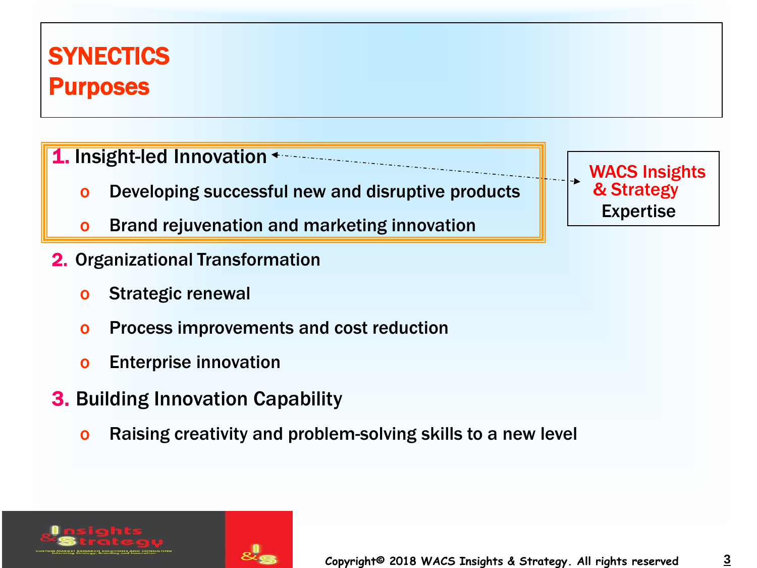# SYNECTICS
## Purposes

1. Insight-led Innovation
   - Developing successful new and disruptive products
   - Brand rejuvenation and marketing innovation
2. Organizational Transformation
   - Strategic renewal
   - Process improvements and cost reduction
   - Enterprise innovation
3. Building Innovation Capability
   - Raising creativity and problem-solving skills to a new level

WACS Insights & Strategy Expertise

Copyright© 2018 WACS Insights & Strategy. All rights reserved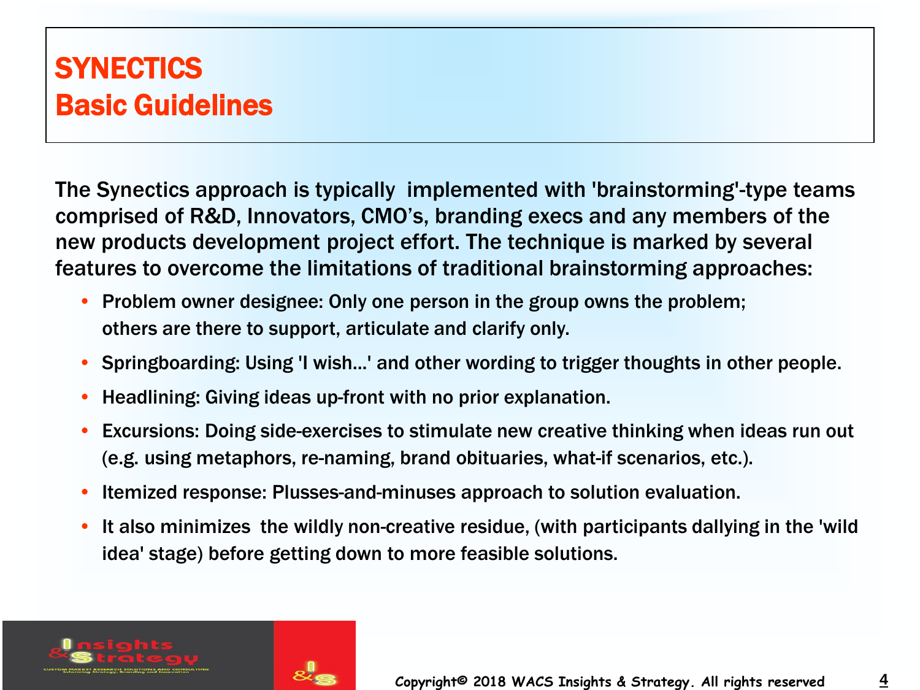# SYNECTICS
## Basic Guidelines

The Synectics approach is typically implemented with 'brainstorming'-type teams comprised of R&D, Innovators, CMO's, branding execs and any members of the new products development project effort. The technique is marked by several features to overcome the limitations of traditional brainstorming approaches:

- Problem owner designee: Only one person in the group owns the problem; others are there to support, articulate and clarify only.
- Springboarding: Using 'I wish…' and other wording to trigger thoughts in other people.
- Headlining: Giving ideas up-front with no prior explanation.
- Excursions: Doing side-exercises to stimulate new creative thinking when ideas run out (e.g. using metaphors, re-naming, brand obituaries, what-if scenarios, etc.).
- Itemized response: Plusses-and-minuses approach to solution evaluation.
- It also minimizes the wildly non-creative residue, (with participants dallying in the 'wild idea' stage) before getting down to more feasible solutions.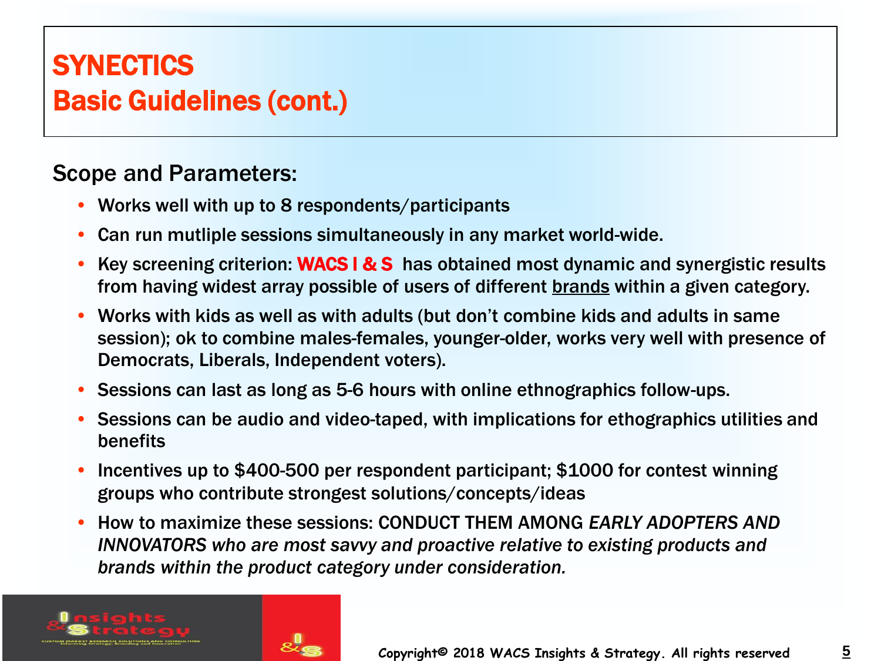# SYNECTICS
## Basic Guidelines (cont.)

Scope and Parameters:

- Works well with up to 8 respondents/participants
- Can run mutliple sessions simultaneously in any market world-wide.
- Key screening criterion: WACS I & S has obtained most dynamic and synergistic results from having widest array possible of users of different <u>brands</u> within a given category.
- Works with kids as well as with adults (but don't combine kids and adults in same session); ok to combine males-females, younger-older, works very well with presence of Democrats, Liberals, Independent voters).
- Sessions can last as long as 5-6 hours with online ethnographics follow-ups.
- Sessions can be audio and video-taped, with implications for ethographics utilities and benefits
- Incentives up to $400-500 per respondent participant; $1000 for contest winning groups who contribute strongest solutions/concepts/ideas
- How to maximize these sessions: CONDUCT THEM AMONG *EARLY ADOPTERS AND INNOVATORS who are most savvy and proactive relative to existing products and brands within the product category under consideration.*

Copyright© 2018 WACS Insights & Strategy. All rights reserved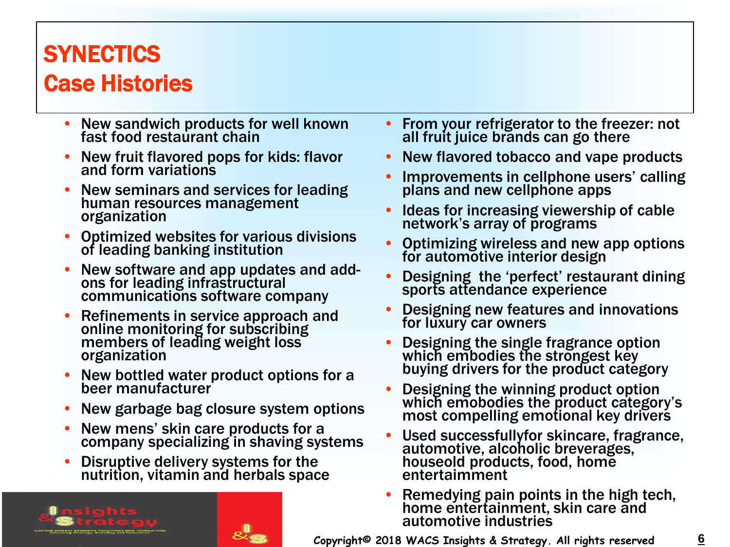# SYNECTICS
## Case Histories

- New sandwich products for well known fast food restaurant chain
- New fruit flavored pops for kids: flavor and form variations
- New seminars and services for leading human resources management organization
- Optimized websites for various divisions of leading banking institution
- New software and app updates and add-ons for leading infrastructural communications software company
- Refinements in service approach and online monitoring for subscribing members of leading weight loss organization
- New bottled water product options for a beer manufacturer
- New garbage bag closure system options
- New mens' skin care products for a company specializing in shaving systems
- Disruptive delivery systems for the nutrition, vitamin and herbals space
- From your refrigerator to the freezer: not all fruit juice brands can go there
- New flavored tobacco and vape products
- Improvements in cellphone users' calling plans and new cellphone apps
- Ideas for increasing viewership of cable network's array of programs
- Optimizing wireless and new app options for automotive interior design
- Designing the 'perfect' restaurant dining sports attendance experience
- Designing new features and innovations for luxury car owners
- Designing the single fragrance option which embodies the strongest key buying drivers for the product category
- Designing the winning product option which emobodies the product category's most compelling emotional key drivers
- Used successfullyfor skincare, fragrance, automotive, alcoholic breverages, houseold products, food, home entertaimment
- Remedying pain points in the high tech, home entertainment, skin care and automotive industries

Insights & Strategy
CUSTOM MARKET RESEARCH SOLUTIONS AND CONSULTING
Informing Strategy, Branding and Innovation

Copyright© 2018 WACS Insights & Strategy. All rights reserved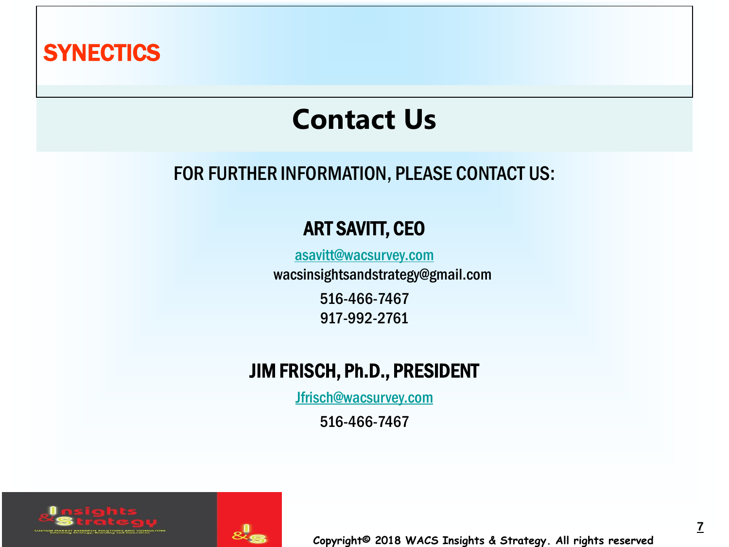SYNECTICS

# Contact Us

FOR FURTHER INFORMATION, PLEASE CONTACT US:

## ART SAVITT, CEO

asavitt@wacsurvey.com

wacsinsightsandstrategy@gmail.com

516-466-7467

917-992-2761

## JIM FRISCH, Ph.D., PRESIDENT

Jfrisch@wacsurvey.com

516-466-7467

Copyright© 2018 WACS Insights & Strategy. All rights reserved